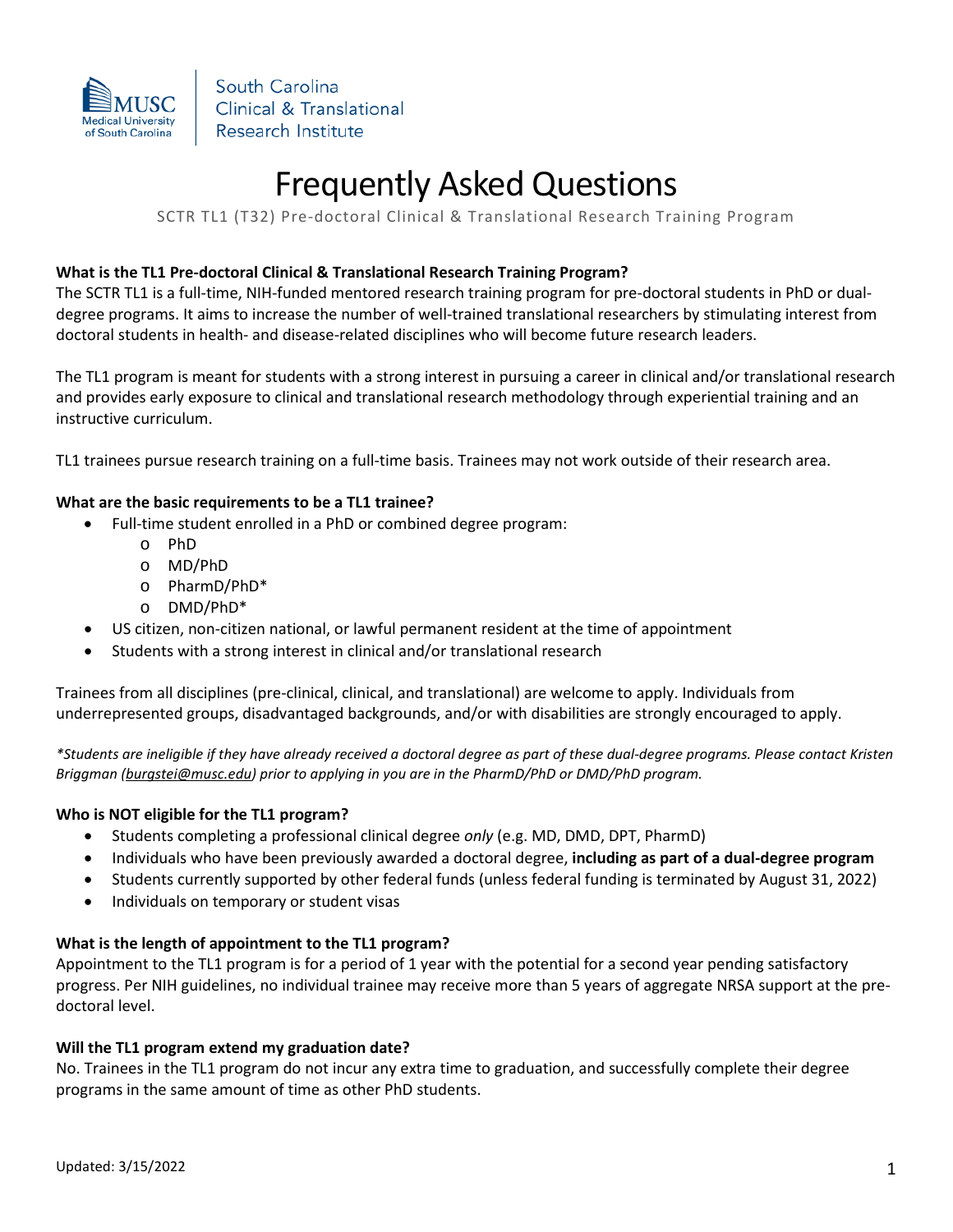South Carolina Clinical & Translational Research Institute

# Frequently Asked Questions

SCTR TL1 (T32) Pre-doctoral Clinical & Translational Research Training Program

### What is the TL1 Pre-doctoral Clinical & Translational Research Training Program?

The SCTR TL1 is a full-time, NIH-funded mentored research training program for pre-doctoral students in PhD or dual-degree programs. It aims to increase the number of well-trained translational researchers by stimulating interest from doctoral students in health- and disease-related disciplines who will become future research leaders.

The TL1 program is meant for students with a strong interest in pursuing a career in clinical and/or translational research and provides early exposure to clinical and translational research methodology through experiential training and an instructive curriculum.

TL1 trainees pursue research training on a full-time basis. Trainees may not work outside of their research area.

### What are the basic requirements to be a TL1 trainee?

- Full-time student enrolled in a PhD or combined degree program:
  - PhD
  - MD/PhD
  - PharmD/PhD*
  - DMD/PhD*
- US citizen, non-citizen national, or lawful permanent resident at the time of appointment
- Students with a strong interest in clinical and/or translational research

Trainees from all disciplines (pre-clinical, clinical, and translational) are welcome to apply. Individuals from underrepresented groups, disadvantaged backgrounds, and/or with disabilities are strongly encouraged to apply.

*\*Students are ineligible if they have already received a doctoral degree as part of these dual-degree programs. Please contact Kristen Briggman (burgstei@musc.edu) prior to applying in you are in the PharmD/PhD or DMD/PhD program.*

### Who is NOT eligible for the TL1 program?

- Students completing a professional clinical degree *only* (e.g. MD, DMD, DPT, PharmD)
- Individuals who have been previously awarded a doctoral degree, **including as part of a dual-degree program**
- Students currently supported by other federal funds (unless federal funding is terminated by August 31, 2022)
- Individuals on temporary or student visas

### What is the length of appointment to the TL1 program?

Appointment to the TL1 program is for a period of 1 year with the potential for a second year pending satisfactory progress. Per NIH guidelines, no individual trainee may receive more than 5 years of aggregate NRSA support at the pre-doctoral level.

### Will the TL1 program extend my graduation date?

No. Trainees in the TL1 program do not incur any extra time to graduation, and successfully complete their degree programs in the same amount of time as other PhD students.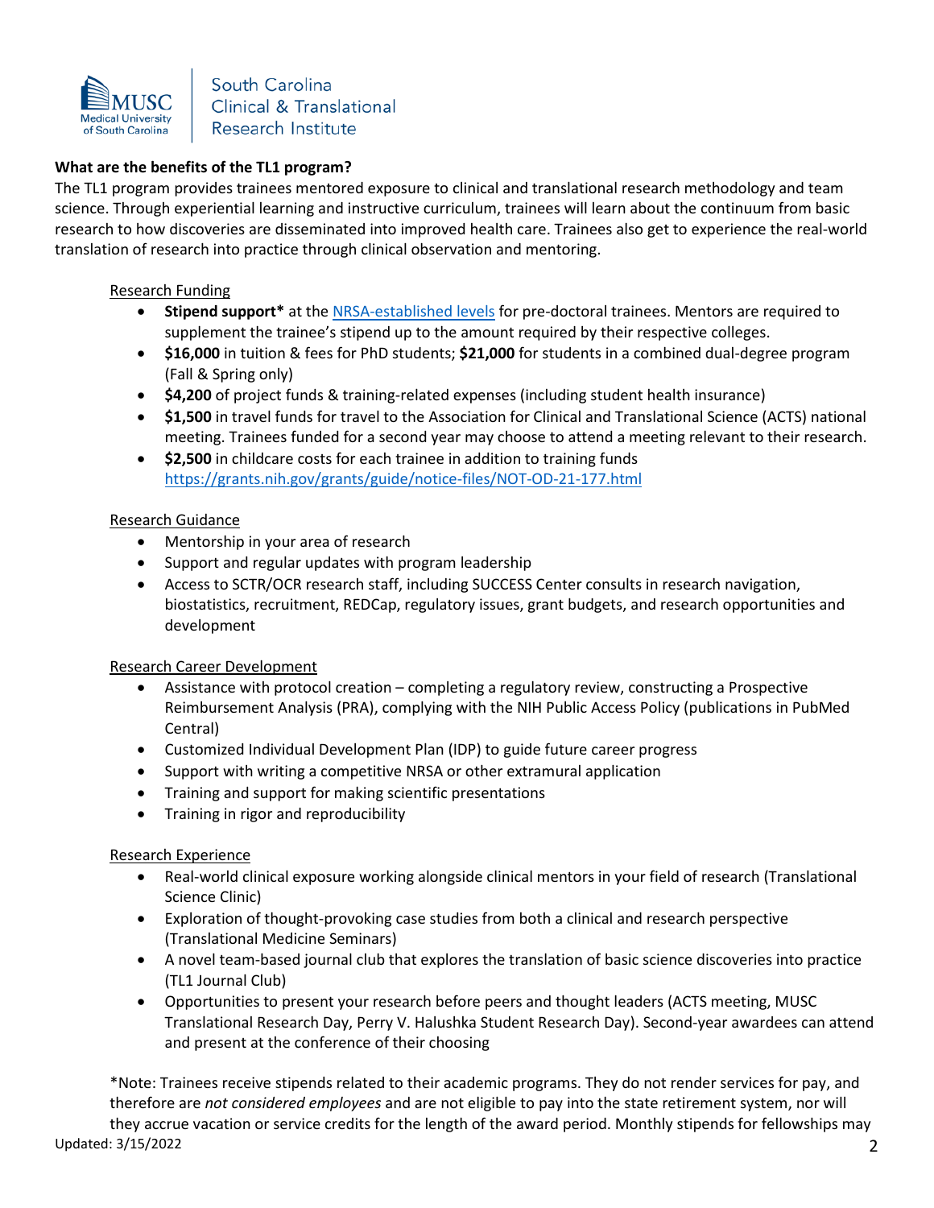### What are the benefits of the TL1 program?

The TL1 program provides trainees mentored exposure to clinical and translational research methodology and team science. Through experiential learning and instructive curriculum, trainees will learn about the continuum from basic research to how discoveries are disseminated into improved health care. Trainees also get to experience the real-world translation of research into practice through clinical observation and mentoring.

Research Funding

- **Stipend support*** at the NRSA-established levels for pre-doctoral trainees. Mentors are required to supplement the trainee's stipend up to the amount required by their respective colleges.
- **$16,000** in tuition & fees for PhD students; **$21,000** for students in a combined dual-degree program (Fall & Spring only)
- **$4,200** of project funds & training-related expenses (including student health insurance)
- **$1,500** in travel funds for travel to the Association for Clinical and Translational Science (ACTS) national meeting. Trainees funded for a second year may choose to attend a meeting relevant to their research.
- **$2,500** in childcare costs for each trainee in addition to training funds https://grants.nih.gov/grants/guide/notice-files/NOT-OD-21-177.html

Research Guidance

- Mentorship in your area of research
- Support and regular updates with program leadership
- Access to SCTR/OCR research staff, including SUCCESS Center consults in research navigation, biostatistics, recruitment, REDCap, regulatory issues, grant budgets, and research opportunities and development

Research Career Development

- Assistance with protocol creation – completing a regulatory review, constructing a Prospective Reimbursement Analysis (PRA), complying with the NIH Public Access Policy (publications in PubMed Central)
- Customized Individual Development Plan (IDP) to guide future career progress
- Support with writing a competitive NRSA or other extramural application
- Training and support for making scientific presentations
- Training in rigor and reproducibility

Research Experience

- Real-world clinical exposure working alongside clinical mentors in your field of research (Translational Science Clinic)
- Exploration of thought-provoking case studies from both a clinical and research perspective (Translational Medicine Seminars)
- A novel team-based journal club that explores the translation of basic science discoveries into practice (TL1 Journal Club)
- Opportunities to present your research before peers and thought leaders (ACTS meeting, MUSC Translational Research Day, Perry V. Halushka Student Research Day). Second-year awardees can attend and present at the conference of their choosing

*Note: Trainees receive stipends related to their academic programs. They do not render services for pay, and therefore are *not considered employees* and are not eligible to pay into the state retirement system, nor will they accrue vacation or service credits for the length of the award period. Monthly stipends for fellowships may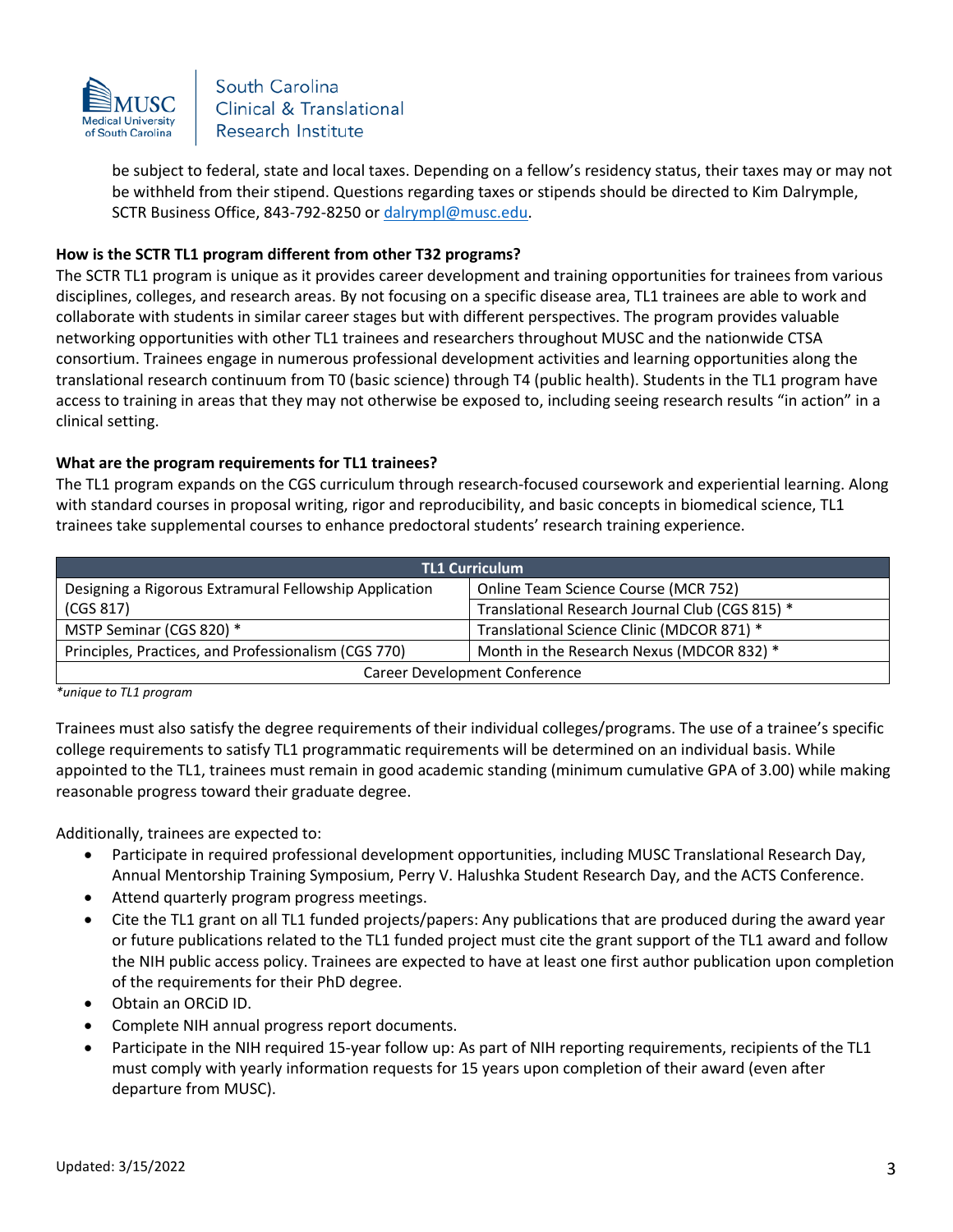be subject to federal, state and local taxes. Depending on a fellow's residency status, their taxes may or may not be withheld from their stipend. Questions regarding taxes or stipends should be directed to Kim Dalrymple, SCTR Business Office, 843-792-8250 or [dalrympl@musc.edu](mailto:dalrympl@musc.edu).

**How is the SCTR TL1 program different from other T32 programs?**

The SCTR TL1 program is unique as it provides career development and training opportunities for trainees from various disciplines, colleges, and research areas. By not focusing on a specific disease area, TL1 trainees are able to work and collaborate with students in similar career stages but with different perspectives. The program provides valuable networking opportunities with other TL1 trainees and researchers throughout MUSC and the nationwide CTSA consortium. Trainees engage in numerous professional development activities and learning opportunities along the translational research continuum from T0 (basic science) through T4 (public health). Students in the TL1 program have access to training in areas that they may not otherwise be exposed to, including seeing research results "in action" in a clinical setting.

**What are the program requirements for TL1 trainees?**

The TL1 program expands on the CGS curriculum through research-focused coursework and experiential learning. Along with standard courses in proposal writing, rigor and reproducibility, and basic concepts in biomedical science, TL1 trainees take supplemental courses to enhance predoctoral students' research training experience.

| TL1 Curriculum | |
|---|---|
| Designing a Rigorous Extramural Fellowship Application (CGS 817) | Online Team Science Course (MCR 752) |
| | Translational Research Journal Club (CGS 815) * |
| MSTP Seminar (CGS 820) * | Translational Science Clinic (MDCOR 871) * |
| Principles, Practices, and Professionalism (CGS 770) | Month in the Research Nexus (MDCOR 832) * |
| Career Development Conference | |

*\*unique to TL1 program*

Trainees must also satisfy the degree requirements of their individual colleges/programs. The use of a trainee's specific college requirements to satisfy TL1 programmatic requirements will be determined on an individual basis. While appointed to the TL1, trainees must remain in good academic standing (minimum cumulative GPA of 3.00) while making reasonable progress toward their graduate degree.

Additionally, trainees are expected to:

- Participate in required professional development opportunities, including MUSC Translational Research Day, Annual Mentorship Training Symposium, Perry V. Halushka Student Research Day, and the ACTS Conference.
- Attend quarterly program progress meetings.
- Cite the TL1 grant on all TL1 funded projects/papers: Any publications that are produced during the award year or future publications related to the TL1 funded project must cite the grant support of the TL1 award and follow the NIH public access policy. Trainees are expected to have at least one first author publication upon completion of the requirements for their PhD degree.
- Obtain an ORCiD ID.
- Complete NIH annual progress report documents.
- Participate in the NIH required 15-year follow up: As part of NIH reporting requirements, recipients of the TL1 must comply with yearly information requests for 15 years upon completion of their award (even after departure from MUSC).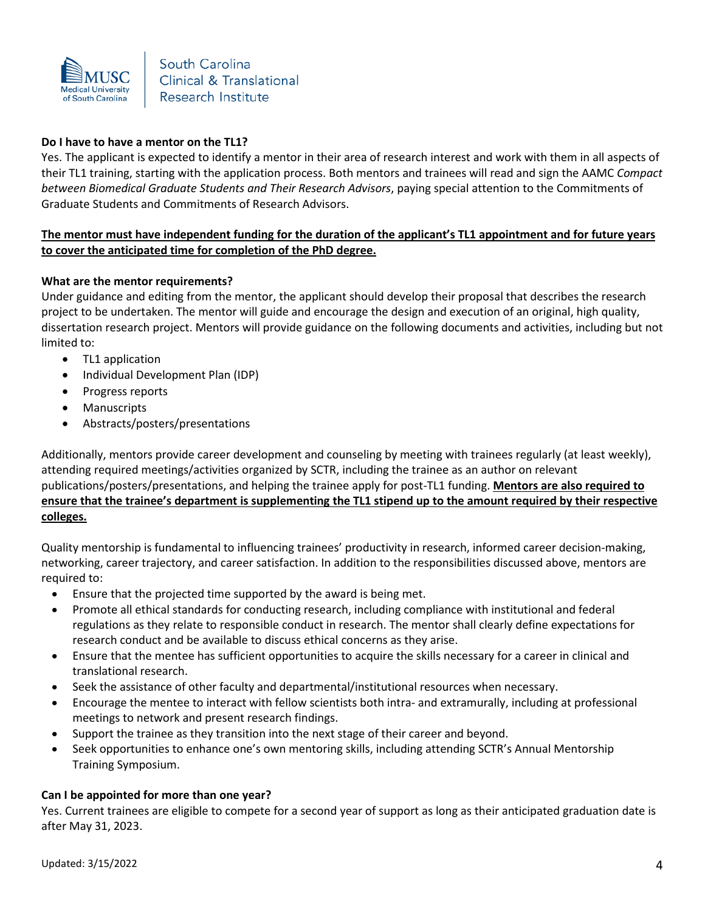**Do I have to have a mentor on the TL1?**

Yes. The applicant is expected to identify a mentor in their area of research interest and work with them in all aspects of their TL1 training, starting with the application process. Both mentors and trainees will read and sign the AAMC *Compact between Biomedical Graduate Students and Their Research Advisors*, paying special attention to the Commitments of Graduate Students and Commitments of Research Advisors.

<u>**The mentor must have independent funding for the duration of the applicant's TL1 appointment and for future years to cover the anticipated time for completion of the PhD degree.**</u>

**What are the mentor requirements?**

Under guidance and editing from the mentor, the applicant should develop their proposal that describes the research project to be undertaken. The mentor will guide and encourage the design and execution of an original, high quality, dissertation research project. Mentors will provide guidance on the following documents and activities, including but not limited to:

- TL1 application
- Individual Development Plan (IDP)
- Progress reports
- Manuscripts
- Abstracts/posters/presentations

Additionally, mentors provide career development and counseling by meeting with trainees regularly (at least weekly), attending required meetings/activities organized by SCTR, including the trainee as an author on relevant publications/posters/presentations, and helping the trainee apply for post-TL1 funding. <u>**Mentors are also required to ensure that the trainee's department is supplementing the TL1 stipend up to the amount required by their respective colleges.**</u>

Quality mentorship is fundamental to influencing trainees' productivity in research, informed career decision-making, networking, career trajectory, and career satisfaction. In addition to the responsibilities discussed above, mentors are required to:

- Ensure that the projected time supported by the award is being met.
- Promote all ethical standards for conducting research, including compliance with institutional and federal regulations as they relate to responsible conduct in research. The mentor shall clearly define expectations for research conduct and be available to discuss ethical concerns as they arise.
- Ensure that the mentee has sufficient opportunities to acquire the skills necessary for a career in clinical and translational research.
- Seek the assistance of other faculty and departmental/institutional resources when necessary.
- Encourage the mentee to interact with fellow scientists both intra- and extramurally, including at professional meetings to network and present research findings.
- Support the trainee as they transition into the next stage of their career and beyond.
- Seek opportunities to enhance one's own mentoring skills, including attending SCTR's Annual Mentorship Training Symposium.

**Can I be appointed for more than one year?**

Yes. Current trainees are eligible to compete for a second year of support as long as their anticipated graduation date is after May 31, 2023.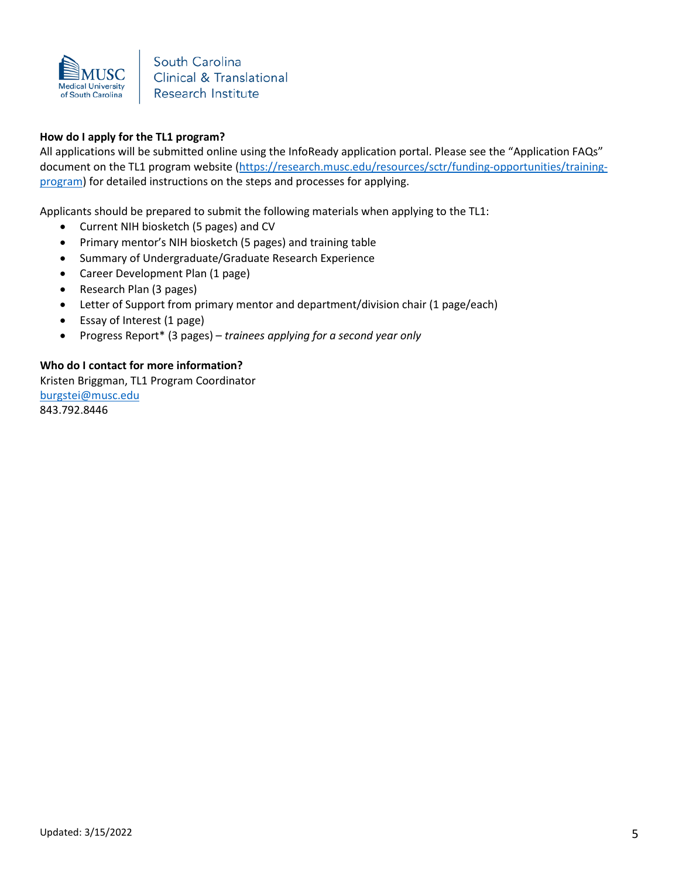**How do I apply for the TL1 program?**

All applications will be submitted online using the InfoReady application portal. Please see the "Application FAQs" document on the TL1 program website (https://research.musc.edu/resources/sctr/funding-opportunities/training-program) for detailed instructions on the steps and processes for applying.

Applicants should be prepared to submit the following materials when applying to the TL1:

- Current NIH biosketch (5 pages) and CV
- Primary mentor's NIH biosketch (5 pages) and training table
- Summary of Undergraduate/Graduate Research Experience
- Career Development Plan (1 page)
- Research Plan (3 pages)
- Letter of Support from primary mentor and department/division chair (1 page/each)
- Essay of Interest (1 page)
- Progress Report* (3 pages) – *trainees applying for a second year only*

**Who do I contact for more information?**

Kristen Briggman, TL1 Program Coordinator
burgstei@musc.edu
843.792.8446

Updated: 3/15/2022